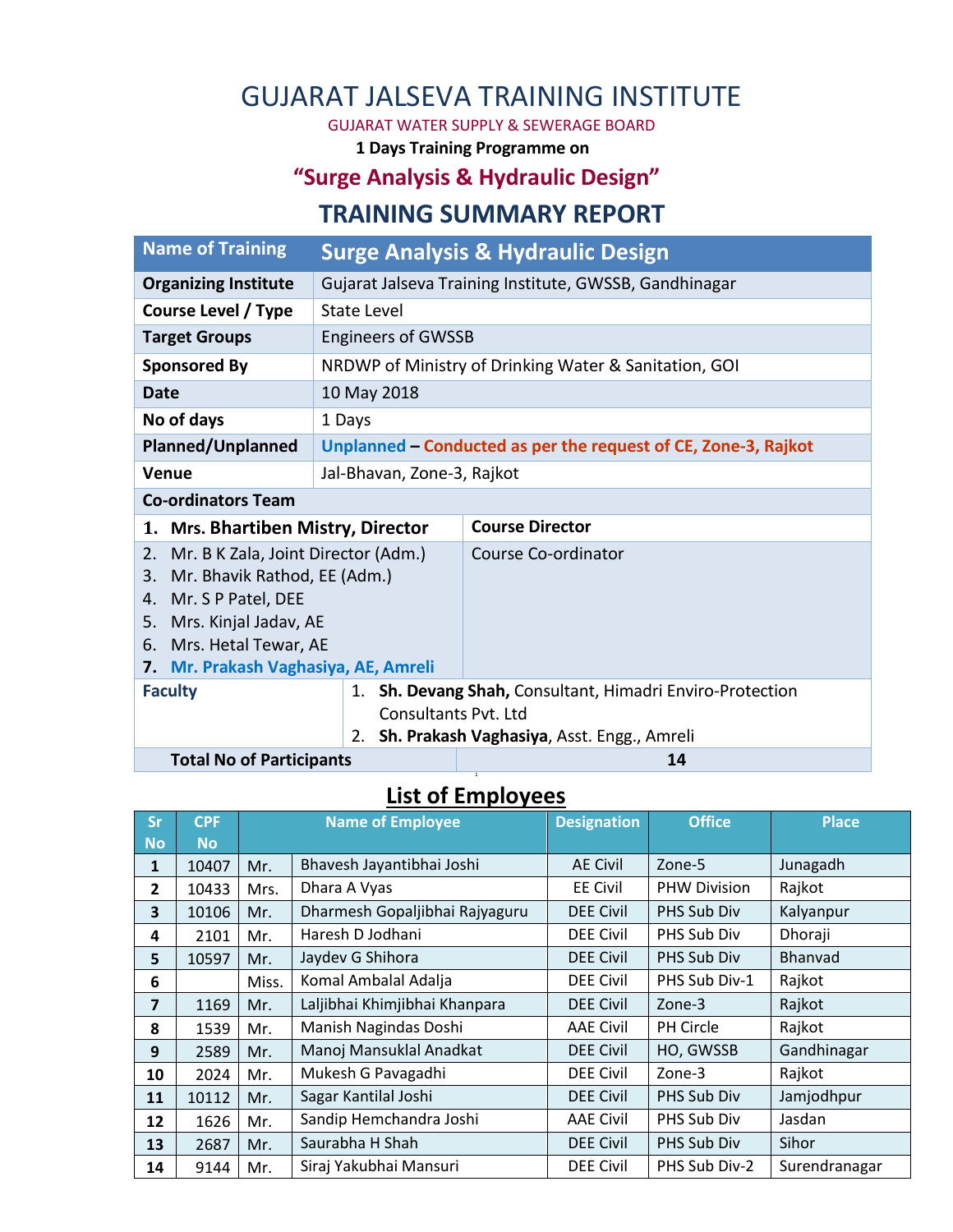# GUJARAT JALSEVA TRAINING INSTITUTE

GUJARAT WATER SUPPLY & SEWERAGE BOARD

**1 Days Training Programme on**

## "Surge Analysis & Hydraulic Design"

## TRAINING SUMMARY REPORT

| Name of Training | Surge Analysis & Hydraulic Design |
|---|---|
| **Organizing Institute** | Gujarat Jalseva Training Institute, GWSSB, Gandhinagar |
| **Course Level / Type** | State Level |
| **Target Groups** | Engineers of GWSSB |
| **Sponsored By** | NRDWP of Ministry of Drinking Water & Sanitation, GOI |
| **Date** | 10 May 2018 |
| **No of days** | 1 Days |
| **Planned/Unplanned** | **Unplanned – Conducted as per the request of CE, Zone-3, Rajkot** |
| **Venue** | Jal-Bhavan, Zone-3, Rajkot |
| **Co-ordinators Team** | |
| 1. **Mrs. Bhartiben Mistry, Director** | **Course Director** |
| 2. Mr. B K Zala, Joint Director (Adm.)<br>3. Mr. Bhavik Rathod, EE (Adm.)<br>4. Mr. S P Patel, DEE<br>5. Mrs. Kinjal Jadav, AE<br>6. Mrs. Hetal Tewar, AE<br>7. **Mr. Prakash Vaghasiya, AE, Amreli** | Course Co-ordinator |
| **Faculty** | 1. **Sh. Devang Shah,** Consultant, Himadri Enviro-Protection Consultants Pvt. Ltd<br>2. **Sh. Prakash Vaghasiya**, Asst. Engg., Amreli |
| **Total No of Participants** | **14** |

## List of Employees

| Sr No | CPF No | | Name of Employee | Designation | Office | Place |
|---|---|---|---|---|---|---|
| 1 | 10407 | Mr. | Bhavesh Jayantibhai Joshi | AE Civil | Zone-5 | Junagadh |
| 2 | 10433 | Mrs. | Dhara A Vyas | EE Civil | PHW Division | Rajkot |
| 3 | 10106 | Mr. | Dharmesh Gopaljibhai Rajyaguru | DEE Civil | PHS Sub Div | Kalyanpur |
| 4 | 2101 | Mr. | Haresh D Jodhani | DEE Civil | PHS Sub Div | Dhoraji |
| 5 | 10597 | Mr. | Jaydev G Shihora | DEE Civil | PHS Sub Div | Bhanvad |
| 6 | | Miss. | Komal Ambalal Adalja | DEE Civil | PHS Sub Div-1 | Rajkot |
| 7 | 1169 | Mr. | Laljibhai Khimjibhai Khanpara | DEE Civil | Zone-3 | Rajkot |
| 8 | 1539 | Mr. | Manish Nagindas Doshi | AAE Civil | PH Circle | Rajkot |
| 9 | 2589 | Mr. | Manoj Mansuklal Anadkat | DEE Civil | HO, GWSSB | Gandhinagar |
| 10 | 2024 | Mr. | Mukesh G Pavagadhi | DEE Civil | Zone-3 | Rajkot |
| 11 | 10112 | Mr. | Sagar Kantilal Joshi | DEE Civil | PHS Sub Div | Jamjodhpur |
| 12 | 1626 | Mr. | Sandip Hemchandra Joshi | AAE Civil | PHS Sub Div | Jasdan |
| 13 | 2687 | Mr. | Saurabha H Shah | DEE Civil | PHS Sub Div | Sihor |
| 14 | 9144 | Mr. | Siraj Yakubhai Mansuri | DEE Civil | PHS Sub Div-2 | Surendranagar |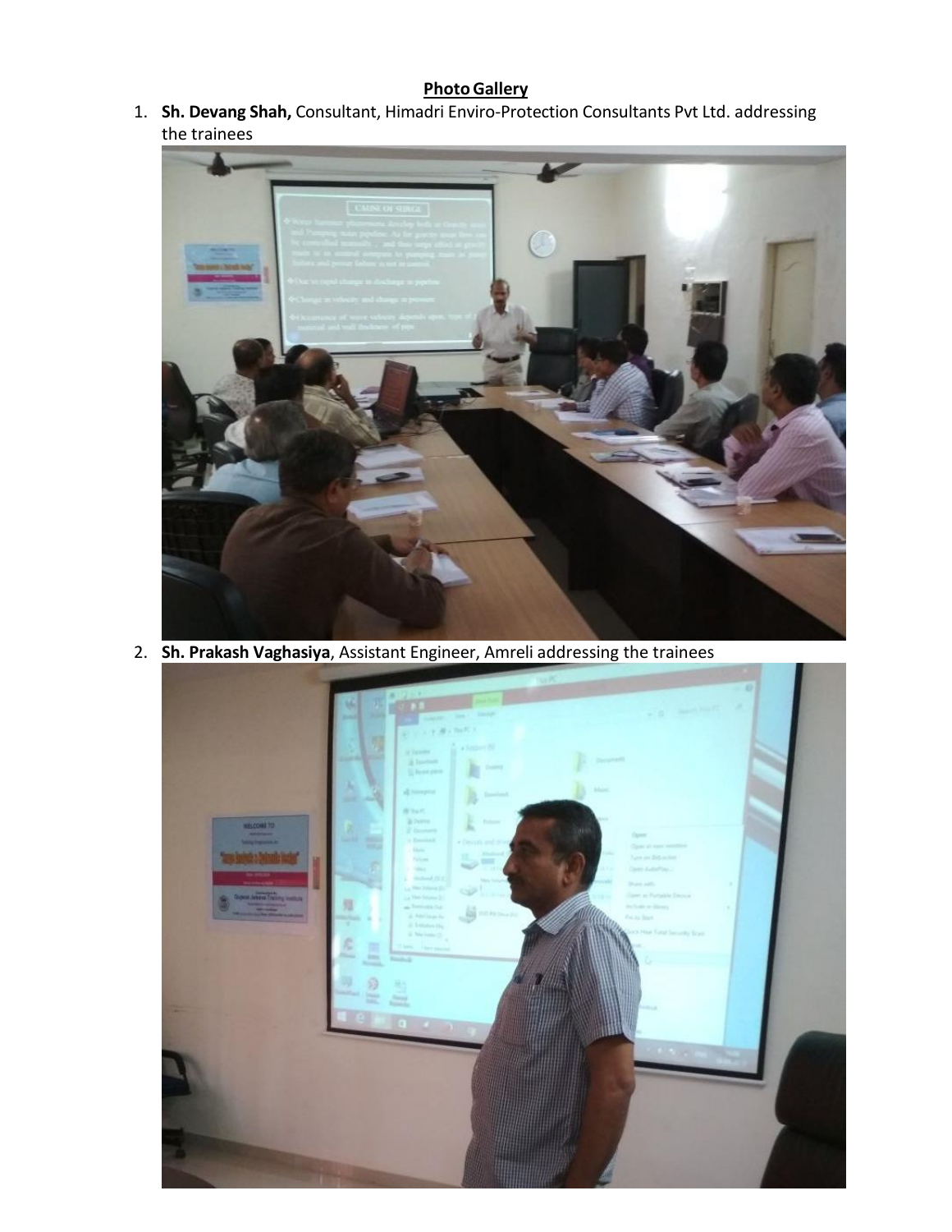## Photo Gallery

1. **Sh. Devang Shah,** Consultant, Himadri Enviro-Protection Consultants Pvt Ltd. addressing the trainees

2. **Sh. Prakash Vaghasiya**, Assistant Engineer, Amreli addressing the trainees